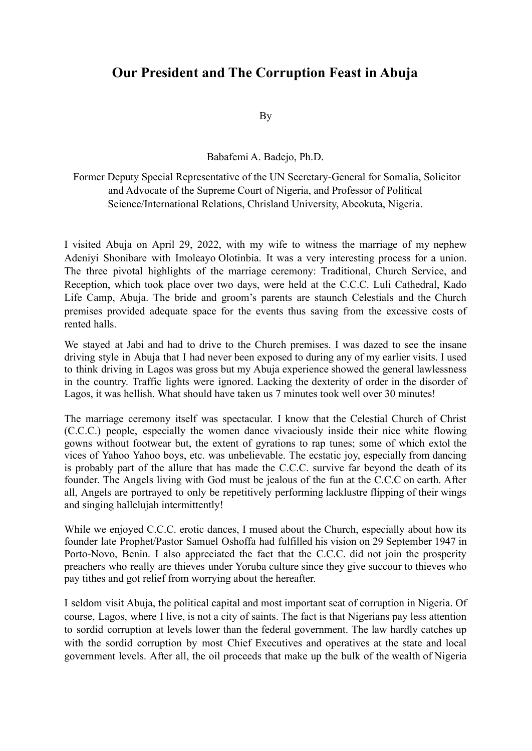# Our President and The Corruption Feast in Abuja

By

Babafemi A. Badejo, Ph.D.

Former Deputy Special Representative of the UN Secretary-General for Somalia, Solicitor and Advocate of the Supreme Court of Nigeria, and Professor of Political Science/International Relations, Chrisland University, Abeokuta, Nigeria.

I visited Abuja on April 29, 2022, with my wife to witness the marriage of my nephew Adeniyi Shonibare with Imoleayo Olotinbia. It was a very interesting process for a union. The three pivotal highlights of the marriage ceremony: Traditional, Church Service, and Reception, which took place over two days, were held at the C.C.C. Luli Cathedral, Kado Life Camp, Abuja. The bride and groom's parents are staunch Celestials and the Church premises provided adequate space for the events thus saving from the excessive costs of rented halls.

We stayed at Jabi and had to drive to the Church premises. I was dazed to see the insane driving style in Abuja that I had never been exposed to during any of my earlier visits. I used to think driving in Lagos was gross but my Abuja experience showed the general lawlessness in the country. Traffic lights were ignored. Lacking the dexterity of order in the disorder of Lagos, it was hellish. What should have taken us 7 minutes took well over 30 minutes!

The marriage ceremony itself was spectacular. I know that the Celestial Church of Christ (C.C.C.) people, especially the women dance vivaciously inside their nice white flowing gowns without footwear but, the extent of gyrations to rap tunes; some of which extol the vices of Yahoo Yahoo boys, etc. was unbelievable. The ecstatic joy, especially from dancing is probably part of the allure that has made the C.C.C. survive far beyond the death of its founder. The Angels living with God must be jealous of the fun at the C.C.C on earth. After all, Angels are portrayed to only be repetitively performing lacklustre flipping of their wings and singing hallelujah intermittently!

While we enjoyed C.C.C. erotic dances, I mused about the Church, especially about how its founder late Prophet/Pastor Samuel Oshoffa had fulfilled his vision on 29 September 1947 in Porto-Novo, Benin. I also appreciated the fact that the C.C.C. did not join the prosperity preachers who really are thieves under Yoruba culture since they give succour to thieves who pay tithes and got relief from worrying about the hereafter.

I seldom visit Abuja, the political capital and most important seat of corruption in Nigeria. Of course, Lagos, where I live, is not a city of saints. The fact is that Nigerians pay less attention to sordid corruption at levels lower than the federal government. The law hardly catches up with the sordid corruption by most Chief Executives and operatives at the state and local government levels. After all, the oil proceeds that make up the bulk of the wealth of Nigeria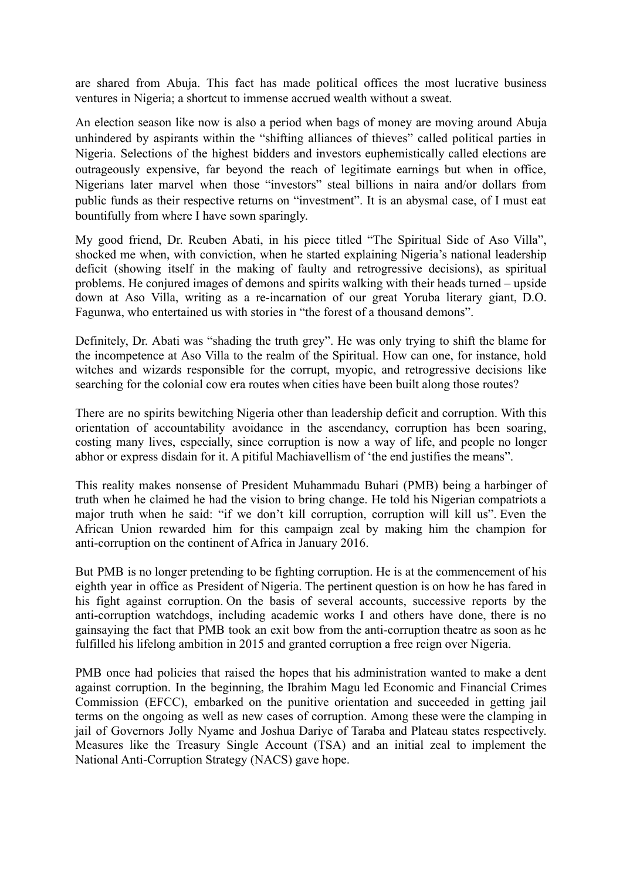are shared from Abuja. This fact has made political offices the most lucrative business ventures in Nigeria; a shortcut to immense accrued wealth without a sweat.

An election season like now is also a period when bags of money are moving around Abuja unhindered by aspirants within the "shifting alliances of thieves" called political parties in Nigeria. Selections of the highest bidders and investors euphemistically called elections are outrageously expensive, far beyond the reach of legitimate earnings but when in office, Nigerians later marvel when those "investors" steal billions in naira and/or dollars from public funds as their respective returns on "investment". It is an abysmal case, of I must eat bountifully from where I have sown sparingly.

My good friend, Dr. Reuben Abati, in his piece titled "The Spiritual Side of Aso Villa", shocked me when, with conviction, when he started explaining Nigeria's national leadership deficit (showing itself in the making of faulty and retrogressive decisions), as spiritual problems. He conjured images of demons and spirits walking with their heads turned – upside down at Aso Villa, writing as a re-incarnation of our great Yoruba literary giant, D.O. Fagunwa, who entertained us with stories in "the forest of a thousand demons".

Definitely, Dr. Abati was "shading the truth grey". He was only trying to shift the blame for the incompetence at Aso Villa to the realm of the Spiritual. How can one, for instance, hold witches and wizards responsible for the corrupt, myopic, and retrogressive decisions like searching for the colonial cow era routes when cities have been built along those routes?

There are no spirits bewitching Nigeria other than leadership deficit and corruption. With this orientation of accountability avoidance in the ascendancy, corruption has been soaring, costing many lives, especially, since corruption is now a way of life, and people no longer abhor or express disdain for it. A pitiful Machiavellism of 'the end justifies the means".

This reality makes nonsense of President Muhammadu Buhari (PMB) being a harbinger of truth when he claimed he had the vision to bring change. He told his Nigerian compatriots a major truth when he said: "if we don't kill corruption, corruption will kill us". Even the African Union rewarded him for this campaign zeal by making him the champion for anti-corruption on the continent of Africa in January 2016.

But PMB is no longer pretending to be fighting corruption. He is at the commencement of his eighth year in office as President of Nigeria. The pertinent question is on how he has fared in his fight against corruption. On the basis of several accounts, successive reports by the anti-corruption watchdogs, including academic works I and others have done, there is no gainsaying the fact that PMB took an exit bow from the anti-corruption theatre as soon as he fulfilled his lifelong ambition in 2015 and granted corruption a free reign over Nigeria.

PMB once had policies that raised the hopes that his administration wanted to make a dent against corruption. In the beginning, the Ibrahim Magu led Economic and Financial Crimes Commission (EFCC), embarked on the punitive orientation and succeeded in getting jail terms on the ongoing as well as new cases of corruption. Among these were the clamping in jail of Governors Jolly Nyame and Joshua Dariye of Taraba and Plateau states respectively. Measures like the Treasury Single Account (TSA) and an initial zeal to implement the National Anti-Corruption Strategy (NACS) gave hope.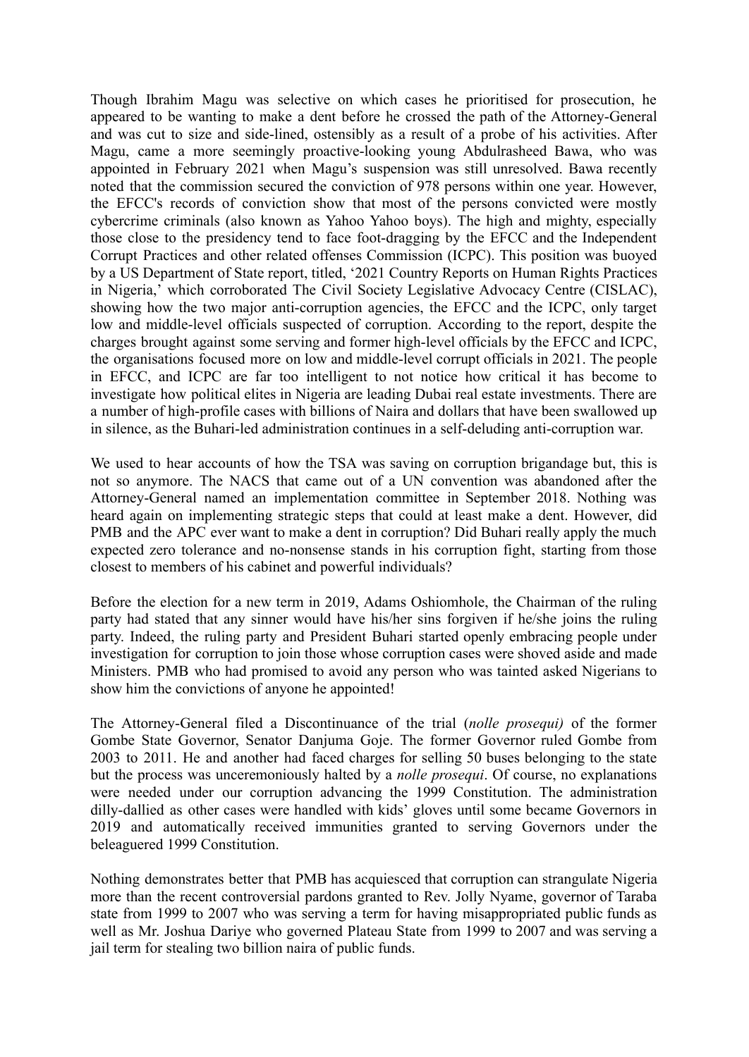Though Ibrahim Magu was selective on which cases he prioritised for prosecution, he appeared to be wanting to make a dent before he crossed the path of the Attorney-General and was cut to size and side-lined, ostensibly as a result of a probe of his activities. After Magu, came a more seemingly proactive-looking young Abdulrasheed Bawa, who was appointed in February 2021 when Magu's suspension was still unresolved. Bawa recently noted that the commission secured the conviction of 978 persons within one year. However, the EFCC's records of conviction show that most of the persons convicted were mostly cybercrime criminals (also known as Yahoo Yahoo boys). The high and mighty, especially those close to the presidency tend to face foot-dragging by the EFCC and the Independent Corrupt Practices and other related offenses Commission (ICPC). This position was buoyed by a US Department of State report, titled, '2021 Country Reports on Human Rights Practices in Nigeria,' which corroborated The Civil Society Legislative Advocacy Centre (CISLAC), showing how the two major anti-corruption agencies, the EFCC and the ICPC, only target low and middle-level officials suspected of corruption. According to the report, despite the charges brought against some serving and former high-level officials by the EFCC and ICPC, the organisations focused more on low and middle-level corrupt officials in 2021. The people in EFCC, and ICPC are far too intelligent to not notice how critical it has become to investigate how political elites in Nigeria are leading Dubai real estate investments. There are a number of high-profile cases with billions of Naira and dollars that have been swallowed up in silence, as the Buhari-led administration continues in a self-deluding anti-corruption war.

We used to hear accounts of how the TSA was saving on corruption brigandage but, this is not so anymore. The NACS that came out of a UN convention was abandoned after the Attorney-General named an implementation committee in September 2018. Nothing was heard again on implementing strategic steps that could at least make a dent. However, did PMB and the APC ever want to make a dent in corruption? Did Buhari really apply the much expected zero tolerance and no-nonsense stands in his corruption fight, starting from those closest to members of his cabinet and powerful individuals?

Before the election for a new term in 2019, Adams Oshiomhole, the Chairman of the ruling party had stated that any sinner would have his/her sins forgiven if he/she joins the ruling party. Indeed, the ruling party and President Buhari started openly embracing people under investigation for corruption to join those whose corruption cases were shoved aside and made Ministers. PMB who had promised to avoid any person who was tainted asked Nigerians to show him the convictions of anyone he appointed!

The Attorney-General filed a Discontinuance of the trial (*nolle prosequi)* of the former Gombe State Governor, Senator Danjuma Goje. The former Governor ruled Gombe from 2003 to 2011. He and another had faced charges for selling 50 buses belonging to the state but the process was unceremoniously halted by a *nolle prosequi*. Of course, no explanations were needed under our corruption advancing the 1999 Constitution. The administration dilly-dallied as other cases were handled with kids' gloves until some became Governors in 2019 and automatically received immunities granted to serving Governors under the beleaguered 1999 Constitution.

Nothing demonstrates better that PMB has acquiesced that corruption can strangulate Nigeria more than the recent controversial pardons granted to Rev. Jolly Nyame, governor of Taraba state from 1999 to 2007 who was serving a term for having misappropriated public funds as well as Mr. Joshua Dariye who governed Plateau State from 1999 to 2007 and was serving a jail term for stealing two billion naira of public funds.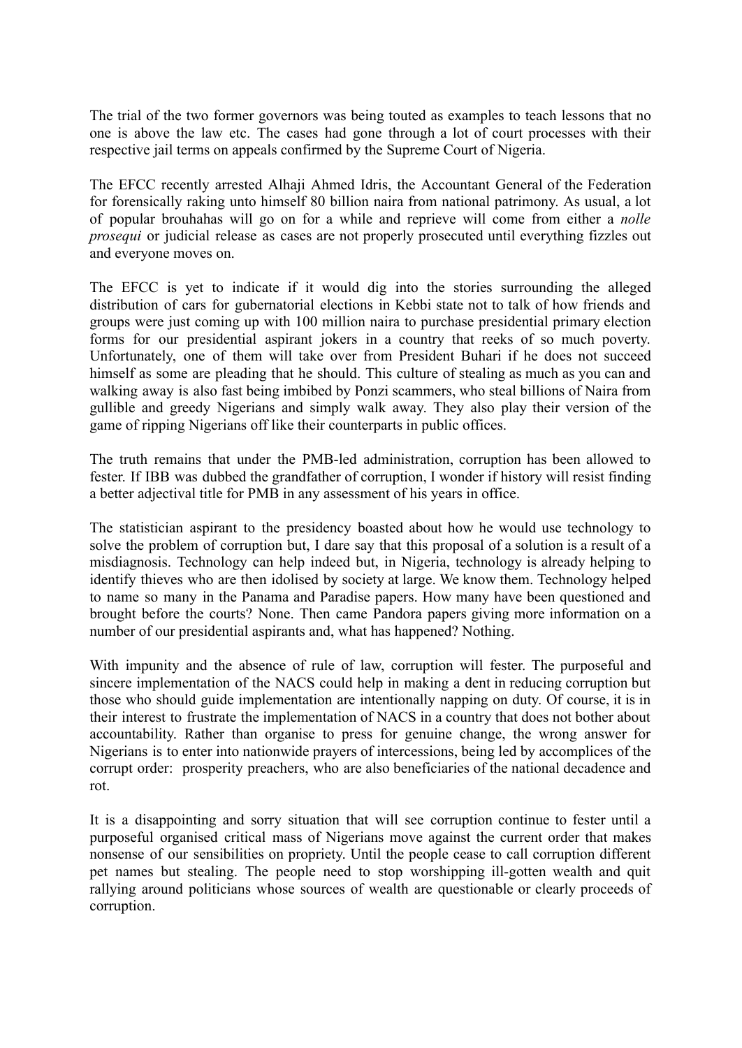The trial of the two former governors was being touted as examples to teach lessons that no one is above the law etc. The cases had gone through a lot of court processes with their respective jail terms on appeals confirmed by the Supreme Court of Nigeria.

The EFCC recently arrested Alhaji Ahmed Idris, the Accountant General of the Federation for forensically raking unto himself 80 billion naira from national patrimony. As usual, a lot of popular brouhahas will go on for a while and reprieve will come from either a *nolle prosequi* or judicial release as cases are not properly prosecuted until everything fizzles out and everyone moves on.

The EFCC is yet to indicate if it would dig into the stories surrounding the alleged distribution of cars for gubernatorial elections in Kebbi state not to talk of how friends and groups were just coming up with 100 million naira to purchase presidential primary election forms for our presidential aspirant jokers in a country that reeks of so much poverty. Unfortunately, one of them will take over from President Buhari if he does not succeed himself as some are pleading that he should. This culture of stealing as much as you can and walking away is also fast being imbibed by Ponzi scammers, who steal billions of Naira from gullible and greedy Nigerians and simply walk away. They also play their version of the game of ripping Nigerians off like their counterparts in public offices.

The truth remains that under the PMB-led administration, corruption has been allowed to fester. If IBB was dubbed the grandfather of corruption, I wonder if history will resist finding a better adjectival title for PMB in any assessment of his years in office.

The statistician aspirant to the presidency boasted about how he would use technology to solve the problem of corruption but, I dare say that this proposal of a solution is a result of a misdiagnosis. Technology can help indeed but, in Nigeria, technology is already helping to identify thieves who are then idolised by society at large. We know them. Technology helped to name so many in the Panama and Paradise papers. How many have been questioned and brought before the courts? None. Then came Pandora papers giving more information on a number of our presidential aspirants and, what has happened? Nothing.

With impunity and the absence of rule of law, corruption will fester. The purposeful and sincere implementation of the NACS could help in making a dent in reducing corruption but those who should guide implementation are intentionally napping on duty. Of course, it is in their interest to frustrate the implementation of NACS in a country that does not bother about accountability. Rather than organise to press for genuine change, the wrong answer for Nigerians is to enter into nationwide prayers of intercessions, being led by accomplices of the corrupt order: prosperity preachers, who are also beneficiaries of the national decadence and rot.

It is a disappointing and sorry situation that will see corruption continue to fester until a purposeful organised critical mass of Nigerians move against the current order that makes nonsense of our sensibilities on propriety. Until the people cease to call corruption different pet names but stealing. The people need to stop worshipping ill-gotten wealth and quit rallying around politicians whose sources of wealth are questionable or clearly proceeds of corruption.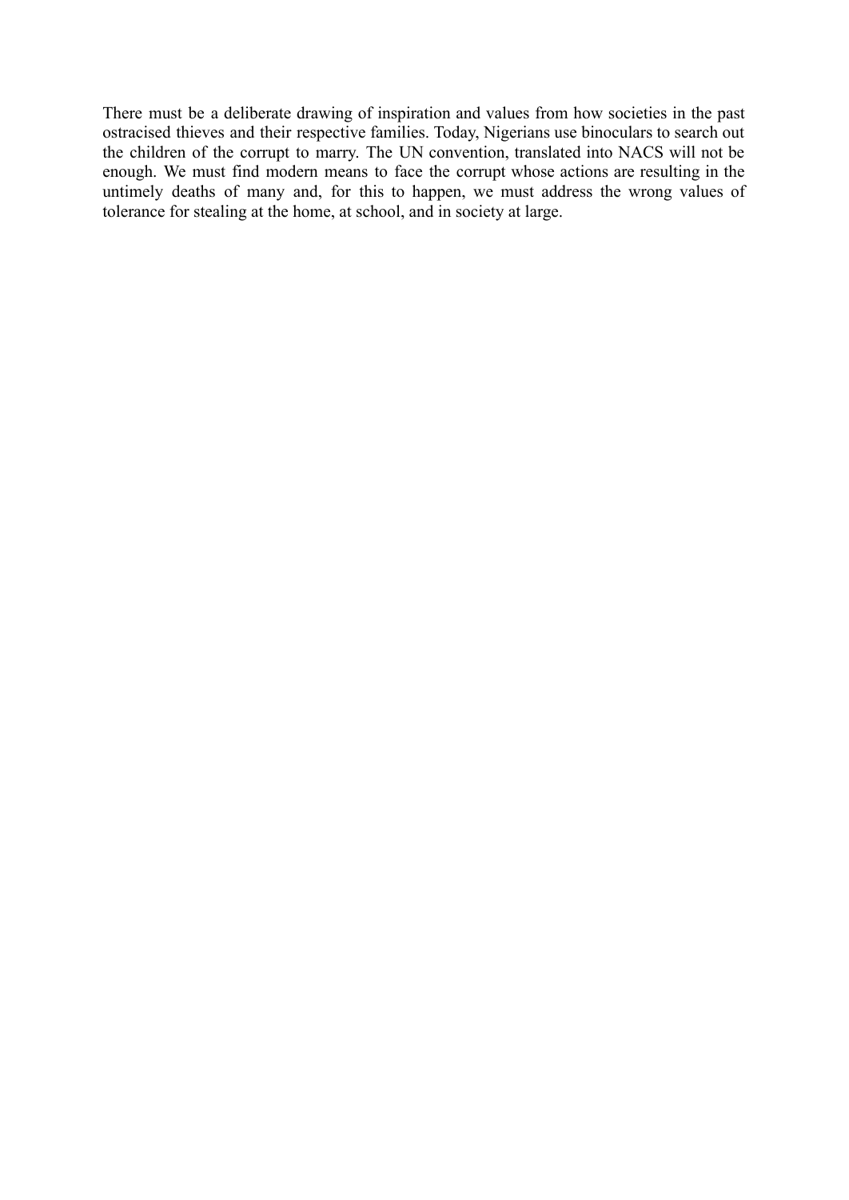There must be a deliberate drawing of inspiration and values from how societies in the past ostracised thieves and their respective families. Today, Nigerians use binoculars to search out the children of the corrupt to marry. The UN convention, translated into NACS will not be enough. We must find modern means to face the corrupt whose actions are resulting in the untimely deaths of many and, for this to happen, we must address the wrong values of tolerance for stealing at the home, at school, and in society at large.